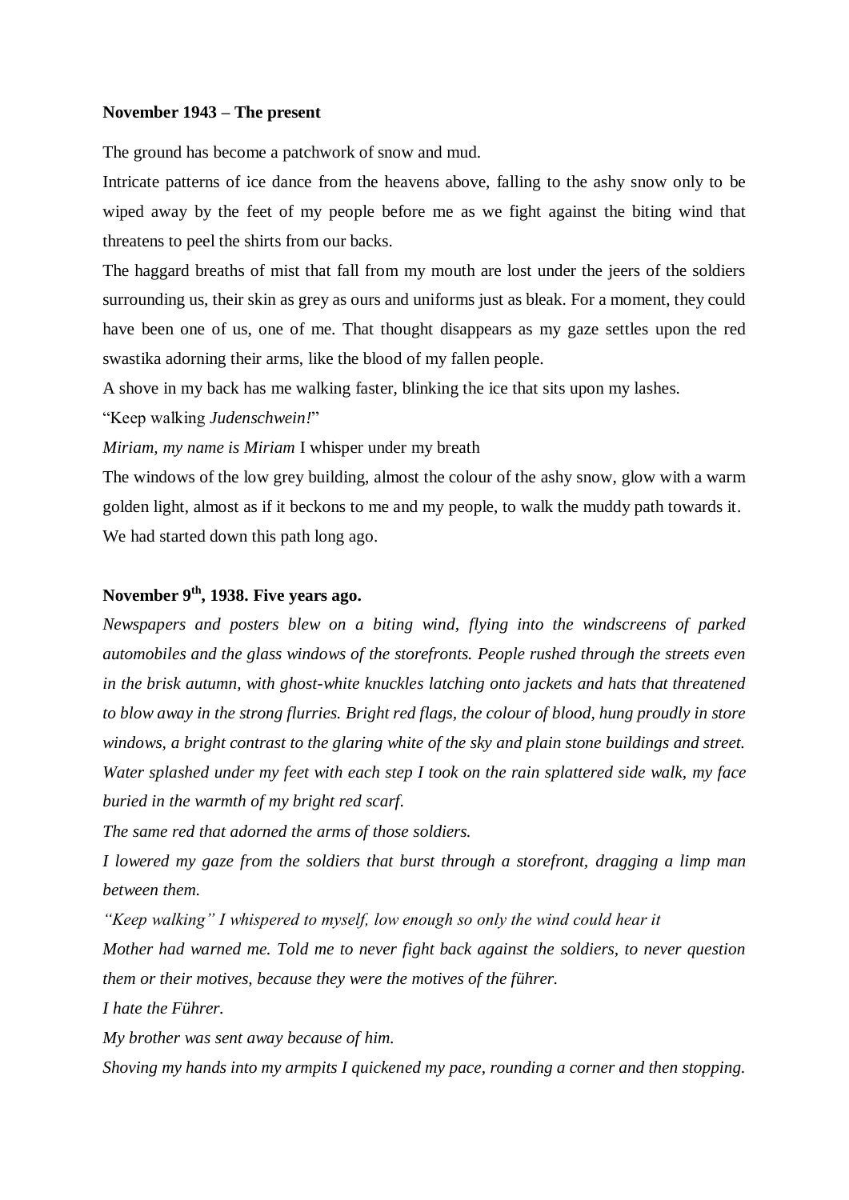**November 1943 – The present**

The ground has become a patchwork of snow and mud.

Intricate patterns of ice dance from the heavens above, falling to the ashy snow only to be wiped away by the feet of my people before me as we fight against the biting wind that threatens to peel the shirts from our backs.

The haggard breaths of mist that fall from my mouth are lost under the jeers of the soldiers surrounding us, their skin as grey as ours and uniforms just as bleak. For a moment, they could have been one of us, one of me. That thought disappears as my gaze settles upon the red swastika adorning their arms, like the blood of my fallen people.

A shove in my back has me walking faster, blinking the ice that sits upon my lashes.

"Keep walking *Judenschwein!*"

*Miriam, my name is Miriam* I whisper under my breath

The windows of the low grey building, almost the colour of the ashy snow, glow with a warm golden light, almost as if it beckons to me and my people, to walk the muddy path towards it. We had started down this path long ago.

**November 9th, 1938. Five years ago.**

*Newspapers and posters blew on a biting wind, flying into the windscreens of parked automobiles and the glass windows of the storefronts. People rushed through the streets even in the brisk autumn, with ghost-white knuckles latching onto jackets and hats that threatened to blow away in the strong flurries. Bright red flags, the colour of blood, hung proudly in store windows, a bright contrast to the glaring white of the sky and plain stone buildings and street. Water splashed under my feet with each step I took on the rain splattered side walk, my face buried in the warmth of my bright red scarf.*

*The same red that adorned the arms of those soldiers.*

*I lowered my gaze from the soldiers that burst through a storefront, dragging a limp man between them.*

*"Keep walking" I whispered to myself, low enough so only the wind could hear it*

*Mother had warned me. Told me to never fight back against the soldiers, to never question them or their motives, because they were the motives of the führer.*

*I hate the Führer.*

*My brother was sent away because of him.*

*Shoving my hands into my armpits I quickened my pace, rounding a corner and then stopping.*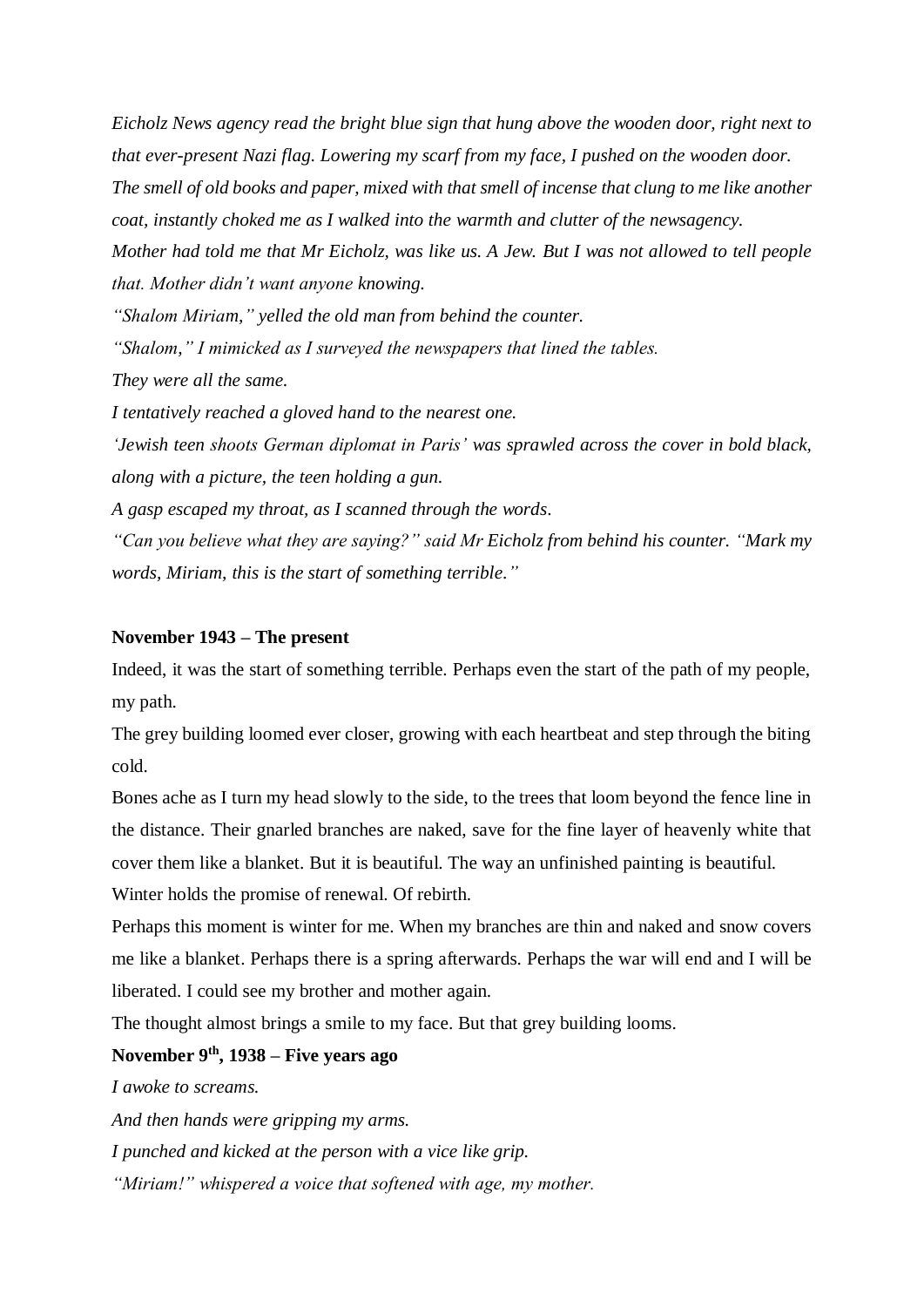*Eicholz News agency read the bright blue sign that hung above the wooden door, right next to that ever-present Nazi flag. Lowering my scarf from my face, I pushed on the wooden door. The smell of old books and paper, mixed with that smell of incense that clung to me like another coat, instantly choked me as I walked into the warmth and clutter of the newsagency.*

*Mother had told me that Mr Eicholz, was like us. A Jew. But I was not allowed to tell people that. Mother didn't want anyone knowing.*

*"Shalom Miriam," yelled the old man from behind the counter.*

*"Shalom," I mimicked as I surveyed the newspapers that lined the tables.*

*They were all the same.*

*I tentatively reached a gloved hand to the nearest one.*

*'Jewish teen shoots German diplomat in Paris' was sprawled across the cover in bold black, along with a picture, the teen holding a gun.*

*A gasp escaped my throat, as I scanned through the words.*

*"Can you believe what they are saying?" said Mr Eicholz from behind his counter. "Mark my words, Miriam, this is the start of something terrible."*

**November 1943 – The present**

Indeed, it was the start of something terrible. Perhaps even the start of the path of my people, my path.

The grey building loomed ever closer, growing with each heartbeat and step through the biting cold.

Bones ache as I turn my head slowly to the side, to the trees that loom beyond the fence line in the distance. Their gnarled branches are naked, save for the fine layer of heavenly white that cover them like a blanket. But it is beautiful. The way an unfinished painting is beautiful.

Winter holds the promise of renewal. Of rebirth.

Perhaps this moment is winter for me. When my branches are thin and naked and snow covers me like a blanket. Perhaps there is a spring afterwards. Perhaps the war will end and I will be liberated. I could see my brother and mother again.

The thought almost brings a smile to my face. But that grey building looms.

**November 9th, 1938 – Five years ago**

*I awoke to screams.*

*And then hands were gripping my arms.*

*I punched and kicked at the person with a vice like grip.*

*"Miriam!" whispered a voice that softened with age, my mother.*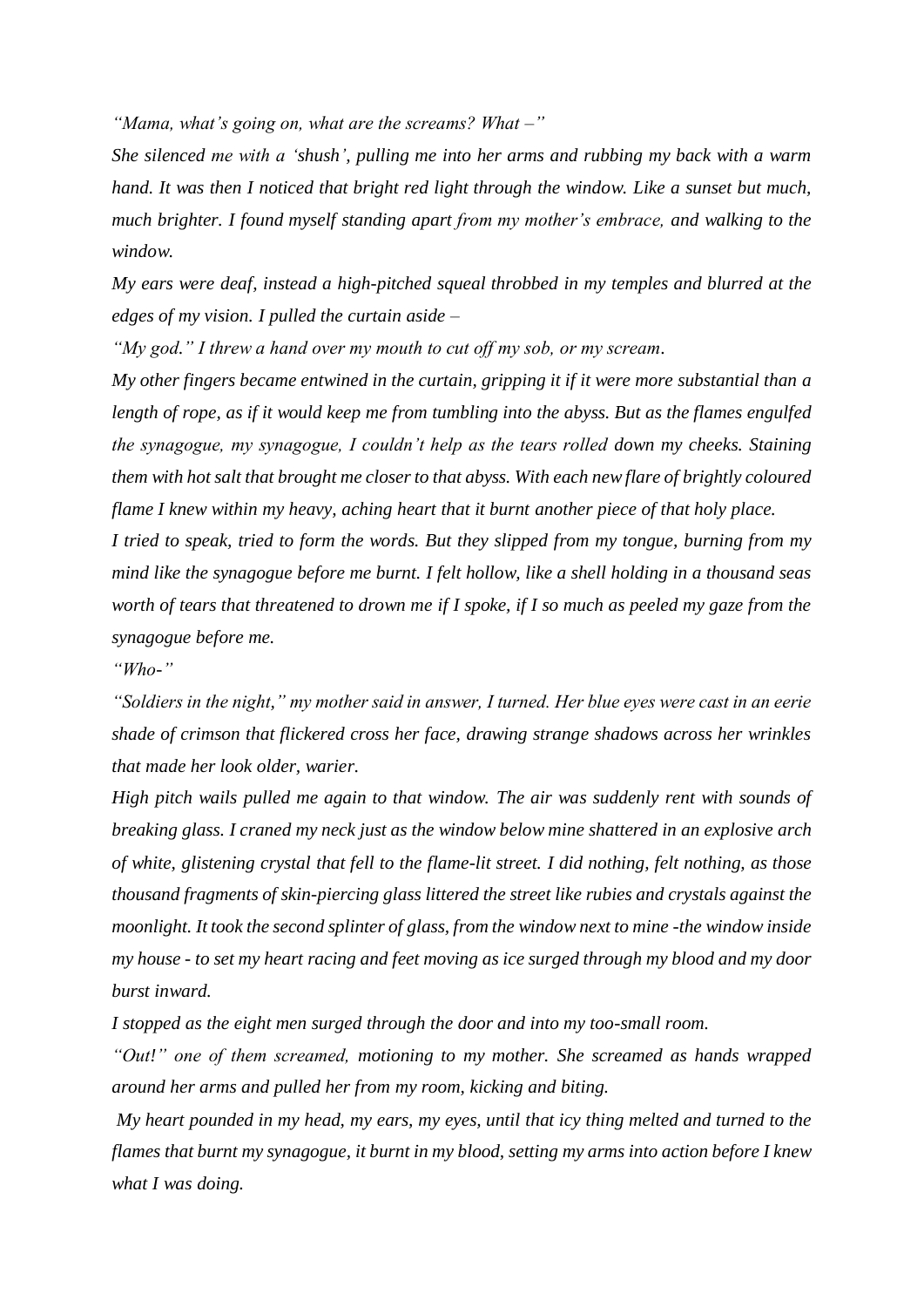*"Mama, what's going on, what are the screams? What –"*

*She silenced me with a 'shush', pulling me into her arms and rubbing my back with a warm hand. It was then I noticed that bright red light through the window. Like a sunset but much, much brighter. I found myself standing apart from my mother's embrace, and walking to the window.*

*My ears were deaf, instead a high-pitched squeal throbbed in my temples and blurred at the edges of my vision. I pulled the curtain aside –*

*"My god." I threw a hand over my mouth to cut off my sob, or my scream.*

*My other fingers became entwined in the curtain, gripping it if it were more substantial than a length of rope, as if it would keep me from tumbling into the abyss. But as the flames engulfed the synagogue, my synagogue, I couldn't help as the tears rolled down my cheeks. Staining them with hot salt that brought me closer to that abyss. With each new flare of brightly coloured flame I knew within my heavy, aching heart that it burnt another piece of that holy place.*

*I tried to speak, tried to form the words. But they slipped from my tongue, burning from my mind like the synagogue before me burnt. I felt hollow, like a shell holding in a thousand seas worth of tears that threatened to drown me if I spoke, if I so much as peeled my gaze from the synagogue before me.*

*"Who-"*

*"Soldiers in the night," my mother said in answer, I turned. Her blue eyes were cast in an eerie shade of crimson that flickered cross her face, drawing strange shadows across her wrinkles that made her look older, warier.*

*High pitch wails pulled me again to that window. The air was suddenly rent with sounds of breaking glass. I craned my neck just as the window below mine shattered in an explosive arch of white, glistening crystal that fell to the flame-lit street. I did nothing, felt nothing, as those thousand fragments of skin-piercing glass littered the street like rubies and crystals against the moonlight. It took the second splinter of glass, from the window next to mine -the window inside my house - to set my heart racing and feet moving as ice surged through my blood and my door burst inward.*

*I stopped as the eight men surged through the door and into my too-small room.*

*"Out!" one of them screamed, motioning to my mother. She screamed as hands wrapped around her arms and pulled her from my room, kicking and biting.*

*My heart pounded in my head, my ears, my eyes, until that icy thing melted and turned to the flames that burnt my synagogue, it burnt in my blood, setting my arms into action before I knew what I was doing.*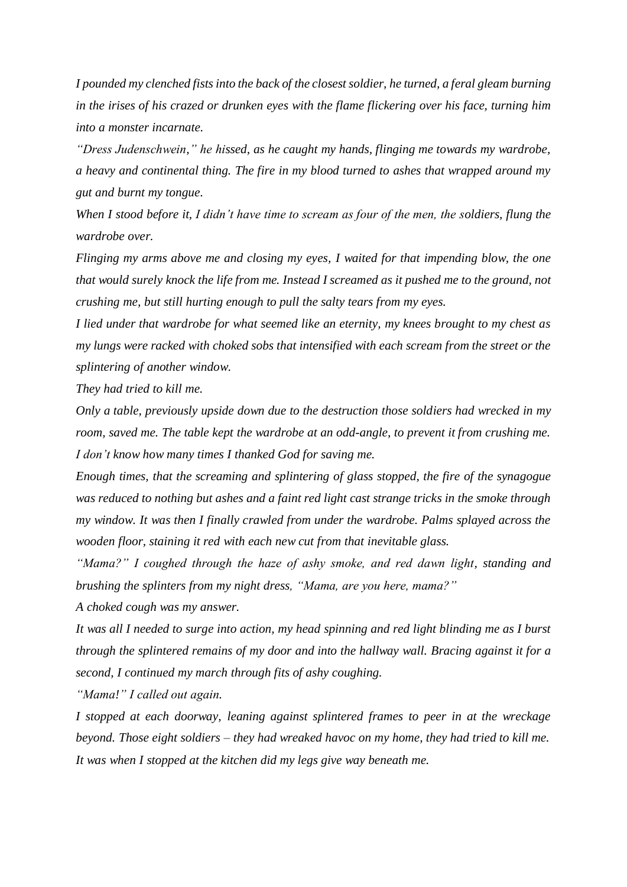*I pounded my clenched fists into the back of the closest soldier, he turned, a feral gleam burning in the irises of his crazed or drunken eyes with the flame flickering over his face, turning him into a monster incarnate.*

*"Dress Judenschwein," he hissed, as he caught my hands, flinging me towards my wardrobe, a heavy and continental thing. The fire in my blood turned to ashes that wrapped around my gut and burnt my tongue.*

*When I stood before it, I didn't have time to scream as four of the men, the soldiers, flung the wardrobe over.*

*Flinging my arms above me and closing my eyes, I waited for that impending blow, the one that would surely knock the life from me. Instead I screamed as it pushed me to the ground, not crushing me, but still hurting enough to pull the salty tears from my eyes.*

*I lied under that wardrobe for what seemed like an eternity, my knees brought to my chest as my lungs were racked with choked sobs that intensified with each scream from the street or the splintering of another window.*

*They had tried to kill me.*

*Only a table, previously upside down due to the destruction those soldiers had wrecked in my room, saved me. The table kept the wardrobe at an odd-angle, to prevent it from crushing me. I don't know how many times I thanked God for saving me.*

*Enough times, that the screaming and splintering of glass stopped, the fire of the synagogue was reduced to nothing but ashes and a faint red light cast strange tricks in the smoke through my window. It was then I finally crawled from under the wardrobe. Palms splayed across the wooden floor, staining it red with each new cut from that inevitable glass.*

*"Mama?" I coughed through the haze of ashy smoke, and red dawn light, standing and brushing the splinters from my night dress, "Mama, are you here, mama?"*

*A choked cough was my answer.*

*It was all I needed to surge into action, my head spinning and red light blinding me as I burst through the splintered remains of my door and into the hallway wall. Bracing against it for a second, I continued my march through fits of ashy coughing.*

*"Mama!" I called out again.*

*I stopped at each doorway, leaning against splintered frames to peer in at the wreckage beyond. Those eight soldiers – they had wreaked havoc on my home, they had tried to kill me.*

*It was when I stopped at the kitchen did my legs give way beneath me.*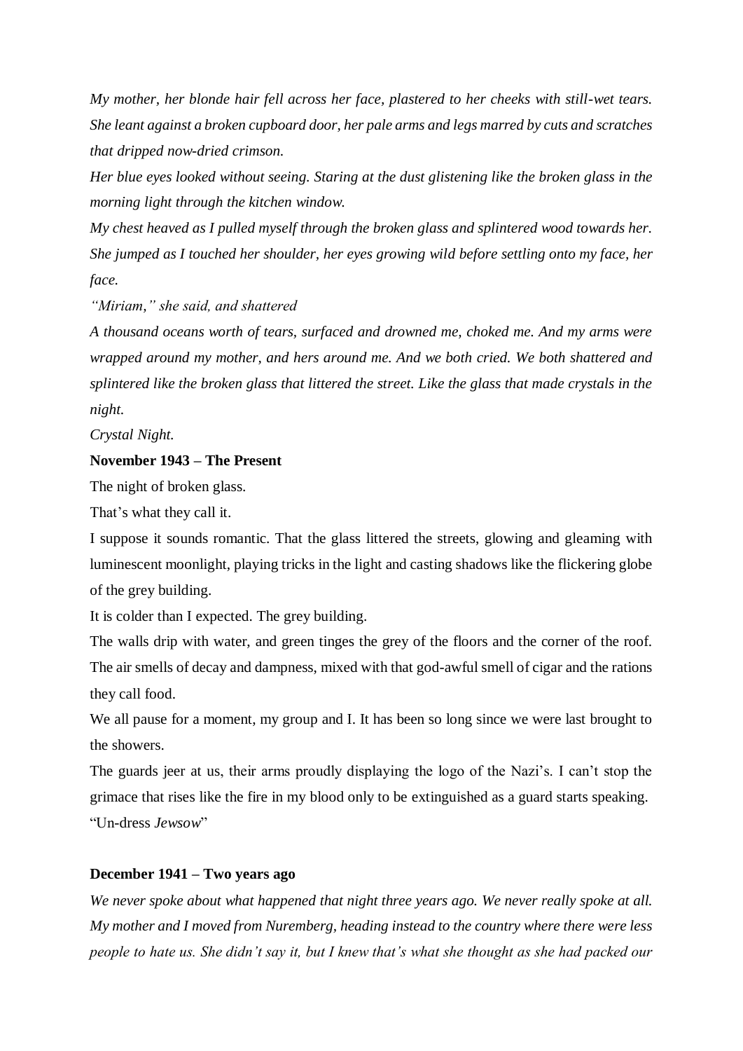*My mother, her blonde hair fell across her face, plastered to her cheeks with still-wet tears. She leant against a broken cupboard door, her pale arms and legs marred by cuts and scratches that dripped now-dried crimson.*

*Her blue eyes looked without seeing. Staring at the dust glistening like the broken glass in the morning light through the kitchen window.*

*My chest heaved as I pulled myself through the broken glass and splintered wood towards her. She jumped as I touched her shoulder, her eyes growing wild before settling onto my face, her face.*

*"Miriam," she said, and shattered*

*A thousand oceans worth of tears, surfaced and drowned me, choked me. And my arms were wrapped around my mother, and hers around me. And we both cried. We both shattered and splintered like the broken glass that littered the street. Like the glass that made crystals in the night.*

*Crystal Night.*

**November 1943 – The Present**

The night of broken glass.

That's what they call it.

I suppose it sounds romantic. That the glass littered the streets, glowing and gleaming with luminescent moonlight, playing tricks in the light and casting shadows like the flickering globe of the grey building.

It is colder than I expected. The grey building.

The walls drip with water, and green tinges the grey of the floors and the corner of the roof. The air smells of decay and dampness, mixed with that god-awful smell of cigar and the rations they call food.

We all pause for a moment, my group and I. It has been so long since we were last brought to the showers.

The guards jeer at us, their arms proudly displaying the logo of the Nazi's. I can't stop the grimace that rises like the fire in my blood only to be extinguished as a guard starts speaking.

"Un-dress *Jewsow*"

**December 1941 – Two years ago**

*We never spoke about what happened that night three years ago. We never really spoke at all. My mother and I moved from Nuremberg, heading instead to the country where there were less people to hate us. She didn't say it, but I knew that's what she thought as she had packed our*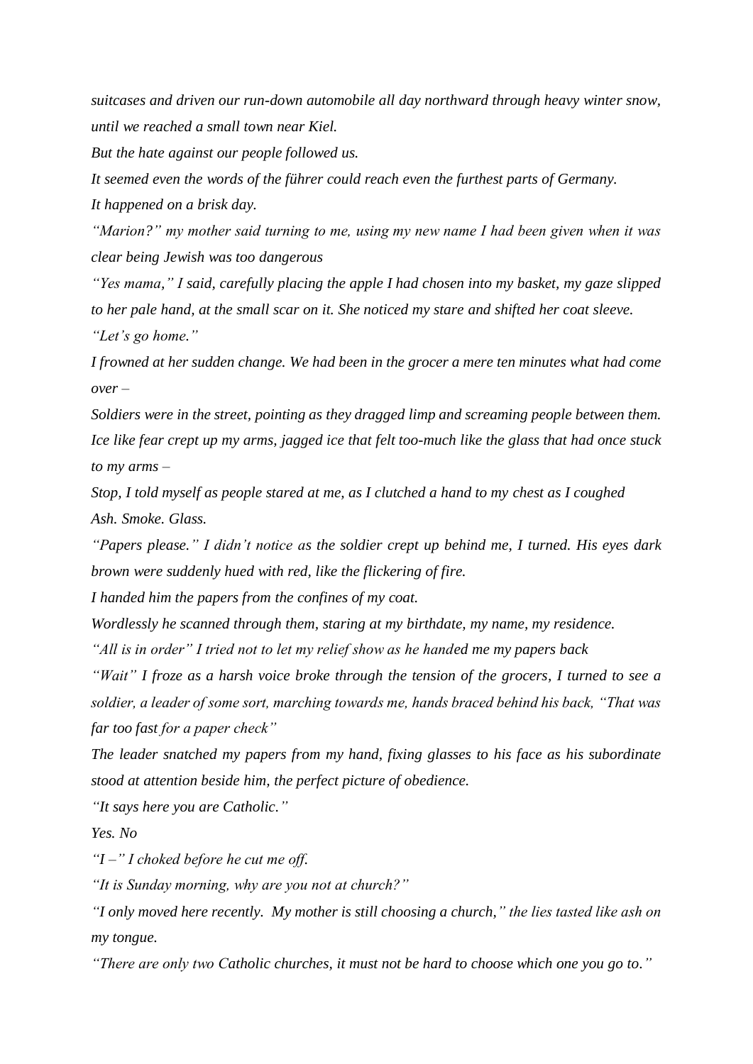*suitcases and driven our run-down automobile all day northward through heavy winter snow, until we reached a small town near Kiel.*

*But the hate against our people followed us.*

*It seemed even the words of the führer could reach even the furthest parts of Germany.*

*It happened on a brisk day.*

*"Marion?" my mother said turning to me, using my new name I had been given when it was clear being Jewish was too dangerous*

*"Yes mama," I said, carefully placing the apple I had chosen into my basket, my gaze slipped to her pale hand, at the small scar on it. She noticed my stare and shifted her coat sleeve.*

*"Let's go home."*

*I frowned at her sudden change. We had been in the grocer a mere ten minutes what had come over –*

*Soldiers were in the street, pointing as they dragged limp and screaming people between them. Ice like fear crept up my arms, jagged ice that felt too-much like the glass that had once stuck to my arms –*

*Stop, I told myself as people stared at me, as I clutched a hand to my chest as I coughed*

*Ash. Smoke. Glass.*

*"Papers please." I didn't notice as the soldier crept up behind me, I turned. His eyes dark brown were suddenly hued with red, like the flickering of fire.*

*I handed him the papers from the confines of my coat.*

*Wordlessly he scanned through them, staring at my birthdate, my name, my residence.*

*"All is in order" I tried not to let my relief show as he handed me my papers back*

*"Wait" I froze as a harsh voice broke through the tension of the grocers, I turned to see a soldier, a leader of some sort, marching towards me, hands braced behind his back, "That was far too fast for a paper check"*

*The leader snatched my papers from my hand, fixing glasses to his face as his subordinate stood at attention beside him, the perfect picture of obedience.*

*"It says here you are Catholic."*

*Yes. No*

*"I –" I choked before he cut me off.*

*"It is Sunday morning, why are you not at church?"*

*"I only moved here recently. My mother is still choosing a church," the lies tasted like ash on my tongue.*

*"There are only two Catholic churches, it must not be hard to choose which one you go to."*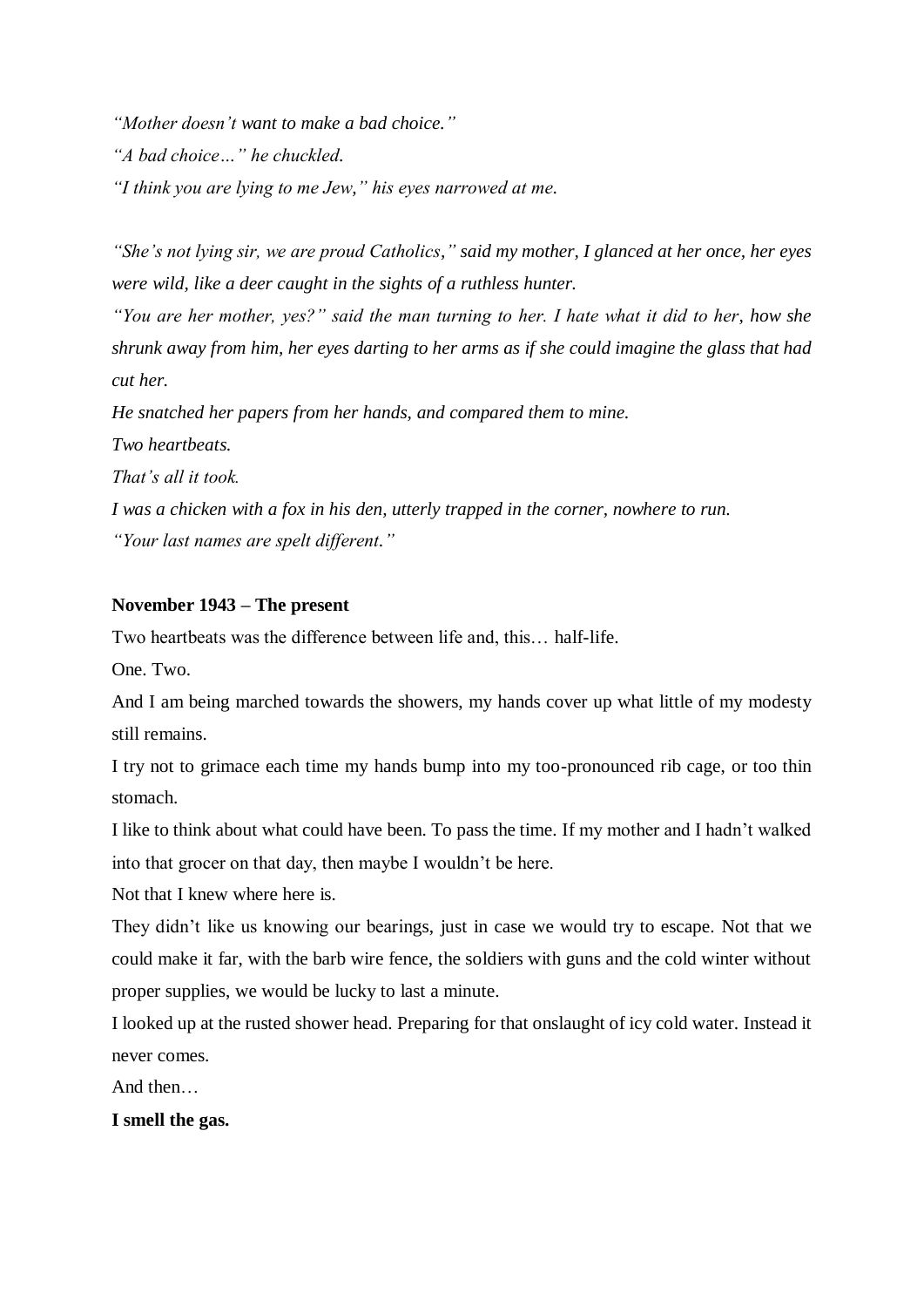*"Mother doesn't want to make a bad choice."*

*"A bad choice…" he chuckled.*

*"I think you are lying to me Jew," his eyes narrowed at me.*

*"She's not lying sir, we are proud Catholics," said my mother, I glanced at her once, her eyes were wild, like a deer caught in the sights of a ruthless hunter.*

*"You are her mother, yes?" said the man turning to her. I hate what it did to her, how she shrunk away from him, her eyes darting to her arms as if she could imagine the glass that had cut her.*

*He snatched her papers from her hands, and compared them to mine.*

*Two heartbeats.*

*That's all it took.*

*I was a chicken with a fox in his den, utterly trapped in the corner, nowhere to run.*

*"Your last names are spelt different."*

**November 1943 – The present**

Two heartbeats was the difference between life and, this… half-life.

One. Two.

And I am being marched towards the showers, my hands cover up what little of my modesty still remains.

I try not to grimace each time my hands bump into my too-pronounced rib cage, or too thin stomach.

I like to think about what could have been. To pass the time. If my mother and I hadn't walked into that grocer on that day, then maybe I wouldn't be here.

Not that I knew where here is.

They didn't like us knowing our bearings, just in case we would try to escape. Not that we could make it far, with the barb wire fence, the soldiers with guns and the cold winter without proper supplies, we would be lucky to last a minute.

I looked up at the rusted shower head. Preparing for that onslaught of icy cold water. Instead it never comes.

And then…

**I smell the gas.**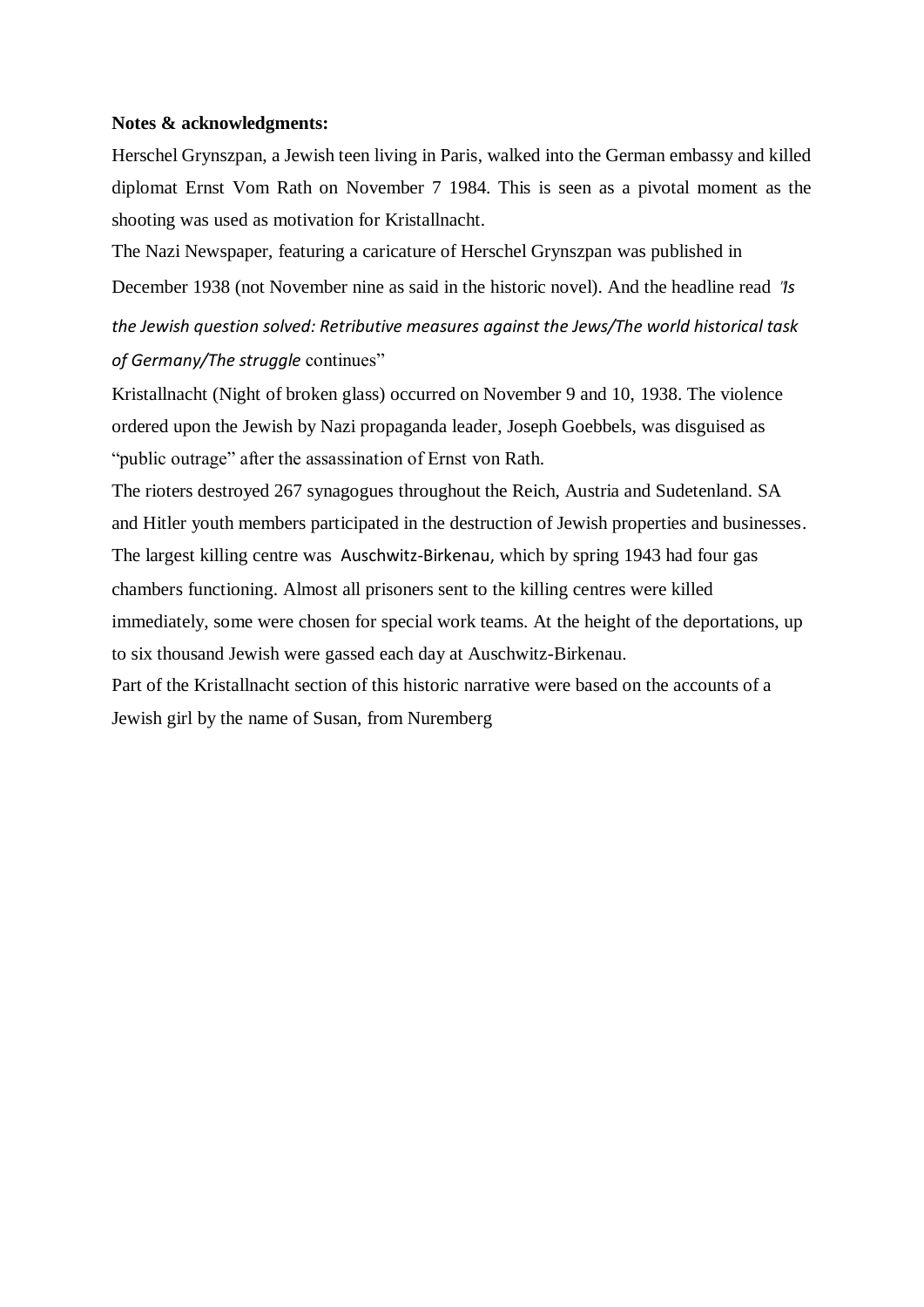**Notes & acknowledgments:**

Herschel Grynszpan, a Jewish teen living in Paris, walked into the German embassy and killed diplomat Ernst Vom Rath on November 7 1984. This is seen as a pivotal moment as the shooting was used as motivation for Kristallnacht.

The Nazi Newspaper, featuring a caricature of Herschel Grynszpan was published in December 1938 (not November nine as said in the historic novel). And the headline read *"Is the Jewish question solved: Retributive measures against the Jews/The world historical task of Germany/The struggle* continues"

Kristallnacht (Night of broken glass) occurred on November 9 and 10, 1938. The violence ordered upon the Jewish by Nazi propaganda leader, Joseph Goebbels, was disguised as "public outrage" after the assassination of Ernst von Rath.

The rioters destroyed 267 synagogues throughout the Reich, Austria and Sudetenland. SA and Hitler youth members participated in the destruction of Jewish properties and businesses.

The largest killing centre was Auschwitz-Birkenau, which by spring 1943 had four gas chambers functioning. Almost all prisoners sent to the killing centres were killed immediately, some were chosen for special work teams. At the height of the deportations, up to six thousand Jewish were gassed each day at Auschwitz-Birkenau.

Part of the Kristallnacht section of this historic narrative were based on the accounts of a Jewish girl by the name of Susan, from Nuremberg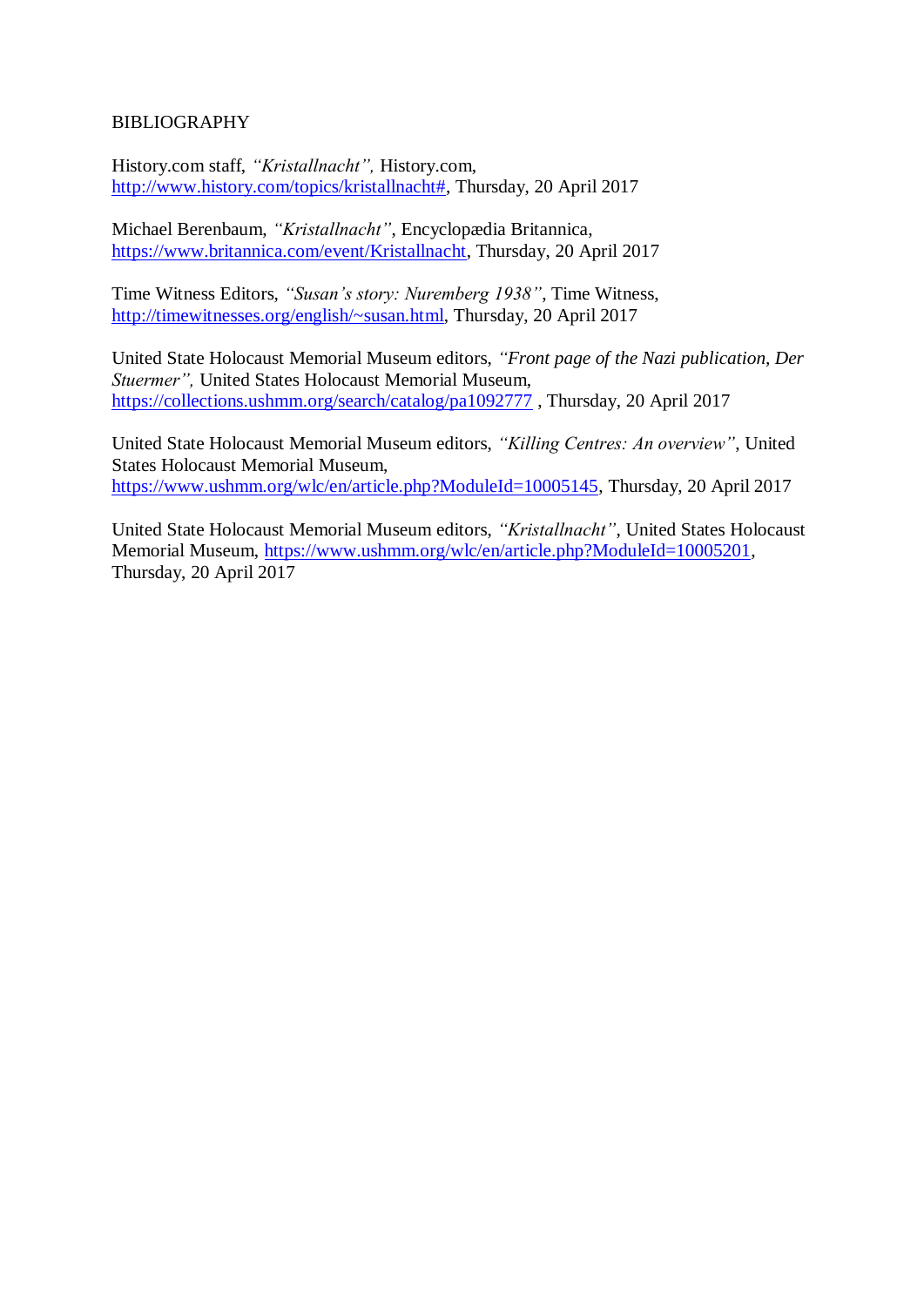BIBLIOGRAPHY

History.com staff, *"Kristallnacht",* History.com, http://www.history.com/topics/kristallnacht#, Thursday, 20 April 2017

Michael Berenbaum, *"Kristallnacht"*, Encyclopædia Britannica, https://www.britannica.com/event/Kristallnacht, Thursday, 20 April 2017

Time Witness Editors, *"Susan's story: Nuremberg 1938"*, Time Witness, http://timewitnesses.org/english/~susan.html, Thursday, 20 April 2017

United State Holocaust Memorial Museum editors, *"Front page of the Nazi publication, Der Stuermer",* United States Holocaust Memorial Museum, https://collections.ushmm.org/search/catalog/pa1092777 , Thursday, 20 April 2017

United State Holocaust Memorial Museum editors, *"Killing Centres: An overview"*, United States Holocaust Memorial Museum, https://www.ushmm.org/wlc/en/article.php?ModuleId=10005145, Thursday, 20 April 2017

United State Holocaust Memorial Museum editors, *"Kristallnacht"*, United States Holocaust Memorial Museum, https://www.ushmm.org/wlc/en/article.php?ModuleId=10005201, Thursday, 20 April 2017